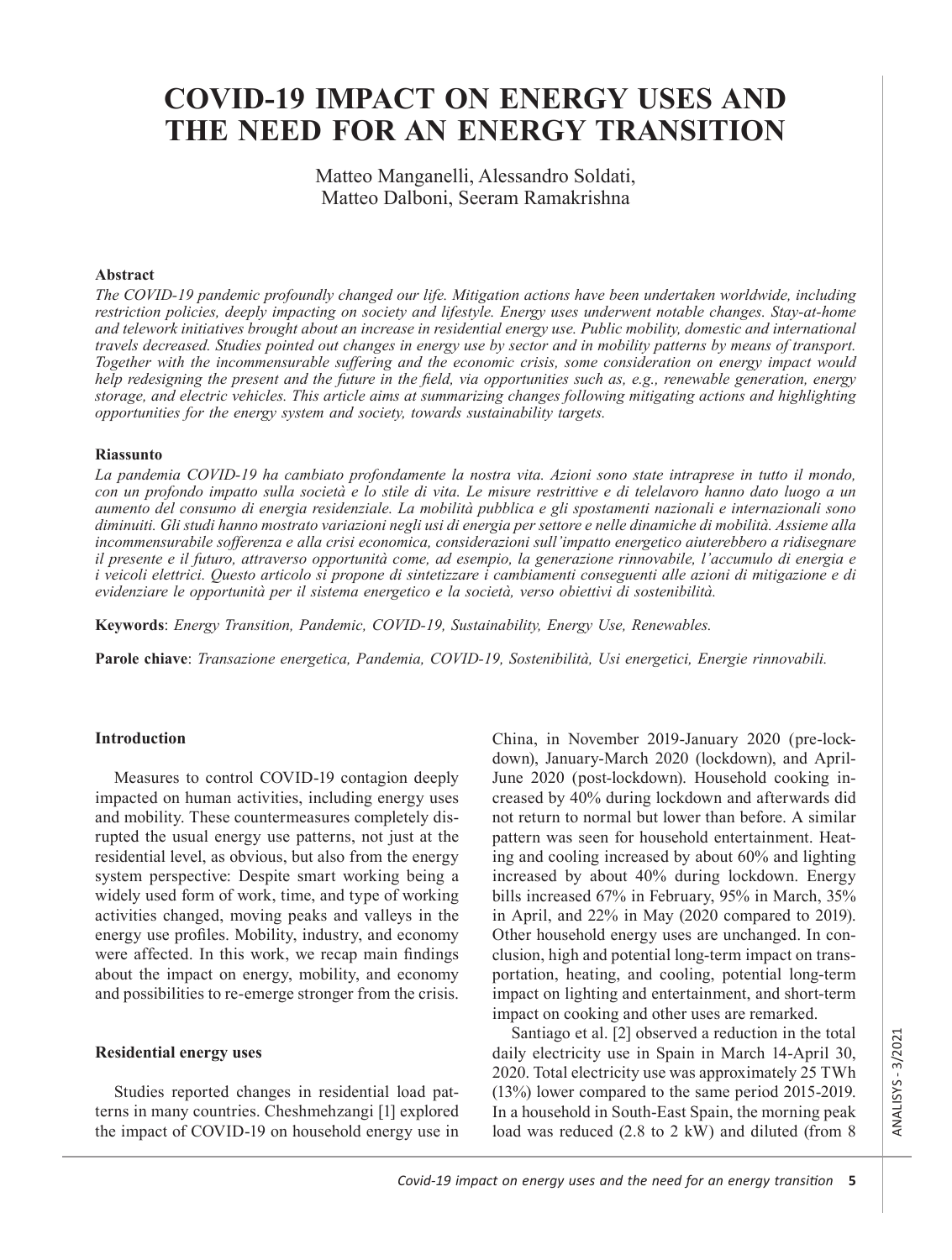# COVID-19 IMPACT ON ENERGY USES AND THE NEED FOR AN ENERGY TRANSITION

Matteo Manganelli, Alessandro Soldati, Matteo Dalboni, Seeram Ramakrishna

**Abstract**

*The COVID-19 pandemic profoundly changed our life. Mitigation actions have been undertaken worldwide, including restriction policies, deeply impacting on society and lifestyle. Energy uses underwent notable changes. Stay-at-home and telework initiatives brought about an increase in residential energy use. Public mobility, domestic and international travels decreased. Studies pointed out changes in energy use by sector and in mobility patterns by means of transport. Together with the incommensurable suffering and the economic crisis, some consideration on energy impact would help redesigning the present and the future in the field, via opportunities such as, e.g., renewable generation, energy storage, and electric vehicles. This article aims at summarizing changes following mitigating actions and highlighting opportunities for the energy system and society, towards sustainability targets.*

**Riassunto**

*La pandemia COVID-19 ha cambiato profondamente la nostra vita. Azioni sono state intraprese in tutto il mondo, con un profondo impatto sulla società e lo stile di vita. Le misure restrittive e di telelavoro hanno dato luogo a un aumento del consumo di energia residenziale. La mobilità pubblica e gli spostamenti nazionali e internazionali sono diminuiti. Gli studi hanno mostrato variazioni negli usi di energia per settore e nelle dinamiche di mobilità. Assieme alla incommensurabile sofferenza e alla crisi economica, considerazioni sull'impatto energetico aiuterebbero a ridisegnare il presente e il futuro, attraverso opportunità come, ad esempio, la generazione rinnovabile, l'accumulo di energia e i veicoli elettrici. Questo articolo si propone di sintetizzare i cambiamenti conseguenti alle azioni di mitigazione e di evidenziare le opportunità per il sistema energetico e la società, verso obiettivi di sostenibilità.*

**Keywords**: *Energy Transition, Pandemic, COVID-19, Sustainability, Energy Use, Renewables.*

**Parole chiave**: *Transazione energetica, Pandemia, COVID-19, Sostenibilità, Usi energetici, Energie rinnovabili.*

## Introduction

Measures to control COVID-19 contagion deeply impacted on human activities, including energy uses and mobility. These countermeasures completely disrupted the usual energy use patterns, not just at the residential level, as obvious, but also from the energy system perspective: Despite smart working being a widely used form of work, time, and type of working activities changed, moving peaks and valleys in the energy use profiles. Mobility, industry, and economy were affected. In this work, we recap main findings about the impact on energy, mobility, and economy and possibilities to re-emerge stronger from the crisis.

## Residential energy uses

Studies reported changes in residential load patterns in many countries. Cheshmehzangi [1] explored the impact of COVID-19 on household energy use in China, in November 2019-January 2020 (pre-lockdown), January-March 2020 (lockdown), and April-June 2020 (post-lockdown). Household cooking increased by 40% during lockdown and afterwards did not return to normal but lower than before. A similar pattern was seen for household entertainment. Heating and cooling increased by about 60% and lighting increased by about 40% during lockdown. Energy bills increased 67% in February, 95% in March, 35% in April, and 22% in May (2020 compared to 2019). Other household energy uses are unchanged. In conclusion, high and potential long-term impact on transportation, heating, and cooling, potential long-term impact on lighting and entertainment, and short-term impact on cooking and other uses are remarked.

Santiago et al. [2] observed a reduction in the total daily electricity use in Spain in March 14-April 30, 2020. Total electricity use was approximately 25 TWh (13%) lower compared to the same period 2015-2019. In a household in South-East Spain, the morning peak load was reduced (2.8 to 2 kW) and diluted (from 8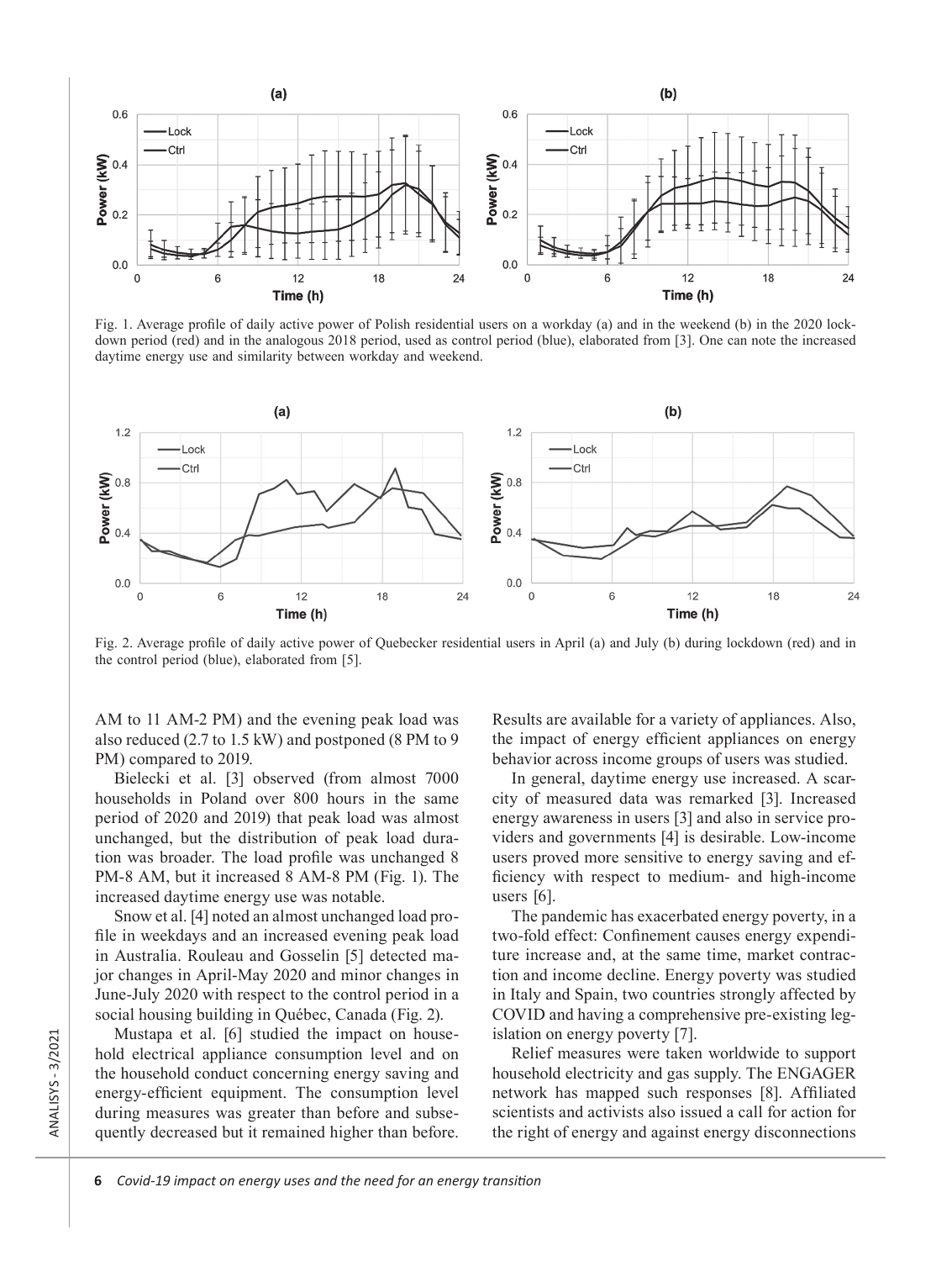Fig. 1. Average profile of daily active power of Polish residential users on a workday (a) and in the weekend (b) in the 2020 lockdown period (red) and in the analogous 2018 period, used as control period (blue), elaborated from [3]. One can note the increased daytime energy use and similarity between workday and weekend.

Fig. 2. Average profile of daily active power of Quebecker residential users in April (a) and July (b) during lockdown (red) and in the control period (blue), elaborated from [5].

AM to 11 AM-2 PM) and the evening peak load was also reduced (2.7 to 1.5 kW) and postponed (8 PM to 9 PM) compared to 2019.

Bielecki et al. [3] observed (from almost 7000 households in Poland over 800 hours in the same period of 2020 and 2019) that peak load was almost unchanged, but the distribution of peak load duration was broader. The load profile was unchanged 8 PM-8 AM, but it increased 8 AM-8 PM (Fig. 1). The increased daytime energy use was notable.

Snow et al. [4] noted an almost unchanged load profile in weekdays and an increased evening peak load in Australia. Rouleau and Gosselin [5] detected major changes in April-May 2020 and minor changes in June-July 2020 with respect to the control period in a social housing building in Québec, Canada (Fig. 2).

Mustapa et al. [6] studied the impact on household electrical appliance consumption level and on the household conduct concerning energy saving and energy-efficient equipment. The consumption level during measures was greater than before and subsequently decreased but it remained higher than before. Results are available for a variety of appliances. Also, the impact of energy efficient appliances on energy behavior across income groups of users was studied.

In general, daytime energy use increased. A scarcity of measured data was remarked [3]. Increased energy awareness in users [3] and also in service providers and governments [4] is desirable. Low-income users proved more sensitive to energy saving and efficiency with respect to medium- and high-income users [6].

The pandemic has exacerbated energy poverty, in a two-fold effect: Confinement causes energy expenditure increase and, at the same time, market contraction and income decline. Energy poverty was studied in Italy and Spain, two countries strongly affected by COVID and having a comprehensive pre-existing legislation on energy poverty [7].

Relief measures were taken worldwide to support household electricity and gas supply. The ENGAGER network has mapped such responses [8]. Affiliated scientists and activists also issued a call for action for the right of energy and against energy disconnections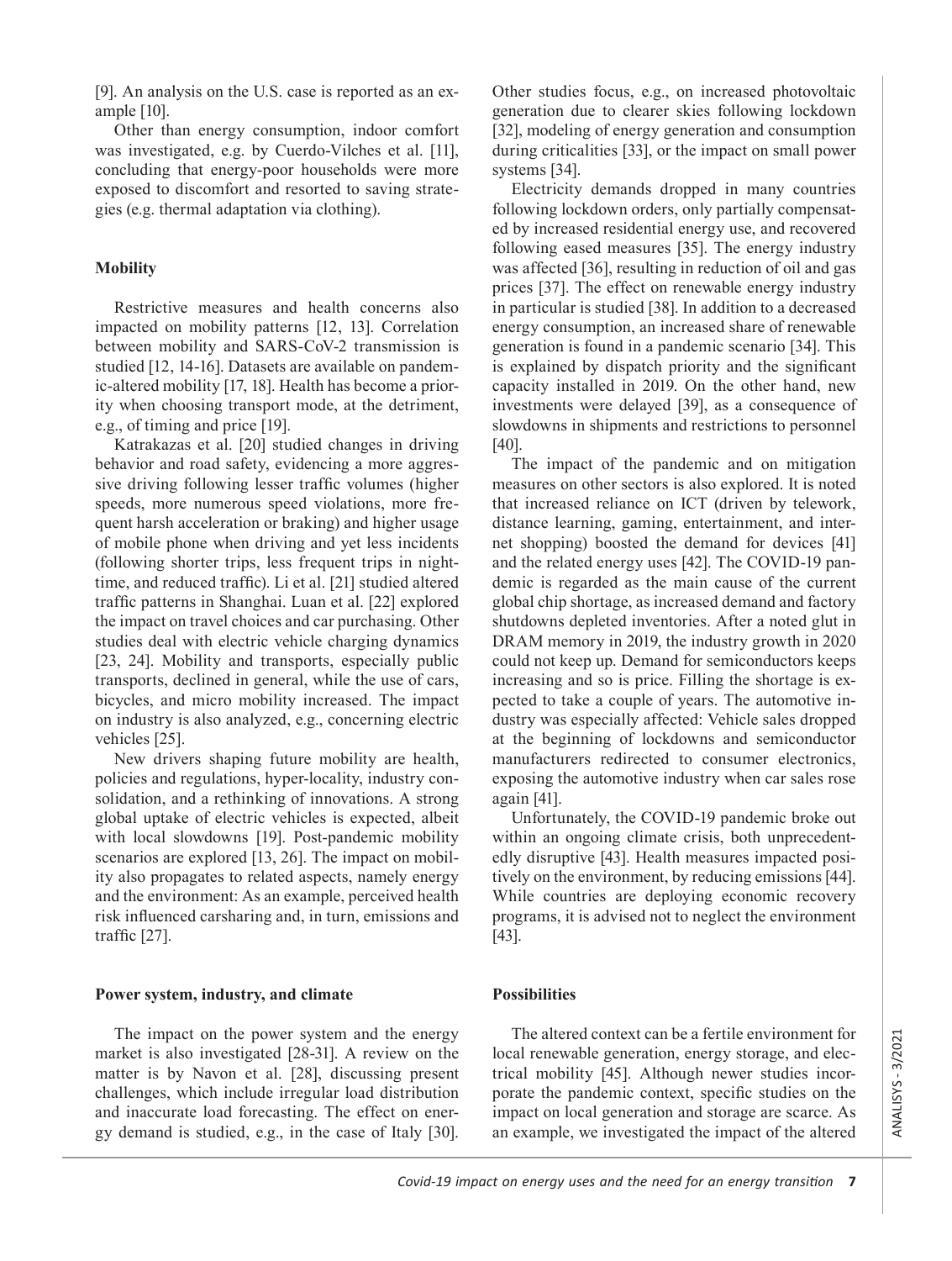[9]. An analysis on the U.S. case is reported as an example [10].

Other than energy consumption, indoor comfort was investigated, e.g. by Cuerdo-Vilches et al. [11], concluding that energy-poor households were more exposed to discomfort and resorted to saving strategies (e.g. thermal adaptation via clothing).

## Mobility

Restrictive measures and health concerns also impacted on mobility patterns [12, 13]. Correlation between mobility and SARS-CoV-2 transmission is studied [12, 14-16]. Datasets are available on pandemic-altered mobility [17, 18]. Health has become a priority when choosing transport mode, at the detriment, e.g., of timing and price [19].

Katrakazas et al. [20] studied changes in driving behavior and road safety, evidencing a more aggressive driving following lesser traffic volumes (higher speeds, more numerous speed violations, more frequent harsh acceleration or braking) and higher usage of mobile phone when driving and yet less incidents (following shorter trips, less frequent trips in nighttime, and reduced traffic). Li et al. [21] studied altered traffic patterns in Shanghai. Luan et al. [22] explored the impact on travel choices and car purchasing. Other studies deal with electric vehicle charging dynamics [23, 24]. Mobility and transports, especially public transports, declined in general, while the use of cars, bicycles, and micro mobility increased. The impact on industry is also analyzed, e.g., concerning electric vehicles [25].

New drivers shaping future mobility are health, policies and regulations, hyper-locality, industry consolidation, and a rethinking of innovations. A strong global uptake of electric vehicles is expected, albeit with local slowdowns [19]. Post-pandemic mobility scenarios are explored [13, 26]. The impact on mobility also propagates to related aspects, namely energy and the environment: As an example, perceived health risk influenced carsharing and, in turn, emissions and traffic [27].

## Power system, industry, and climate

The impact on the power system and the energy market is also investigated [28-31]. A review on the matter is by Navon et al. [28], discussing present challenges, which include irregular load distribution and inaccurate load forecasting. The effect on energy demand is studied, e.g., in the case of Italy [30]. Other studies focus, e.g., on increased photovoltaic generation due to clearer skies following lockdown [32], modeling of energy generation and consumption during criticalities [33], or the impact on small power systems [34].

Electricity demands dropped in many countries following lockdown orders, only partially compensated by increased residential energy use, and recovered following eased measures [35]. The energy industry was affected [36], resulting in reduction of oil and gas prices [37]. The effect on renewable energy industry in particular is studied [38]. In addition to a decreased energy consumption, an increased share of renewable generation is found in a pandemic scenario [34]. This is explained by dispatch priority and the significant capacity installed in 2019. On the other hand, new investments were delayed [39], as a consequence of slowdowns in shipments and restrictions to personnel [40].

The impact of the pandemic and on mitigation measures on other sectors is also explored. It is noted that increased reliance on ICT (driven by telework, distance learning, gaming, entertainment, and internet shopping) boosted the demand for devices [41] and the related energy uses [42]. The COVID-19 pandemic is regarded as the main cause of the current global chip shortage, as increased demand and factory shutdowns depleted inventories. After a noted glut in DRAM memory in 2019, the industry growth in 2020 could not keep up. Demand for semiconductors keeps increasing and so is price. Filling the shortage is expected to take a couple of years. The automotive industry was especially affected: Vehicle sales dropped at the beginning of lockdowns and semiconductor manufacturers redirected to consumer electronics, exposing the automotive industry when car sales rose again [41].

Unfortunately, the COVID-19 pandemic broke out within an ongoing climate crisis, both unprecedentedly disruptive [43]. Health measures impacted positively on the environment, by reducing emissions [44]. While countries are deploying economic recovery programs, it is advised not to neglect the environment [43].

## Possibilities

The altered context can be a fertile environment for local renewable generation, energy storage, and electrical mobility [45]. Although newer studies incorporate the pandemic context, specific studies on the impact on local generation and storage are scarce. As an example, we investigated the impact of the altered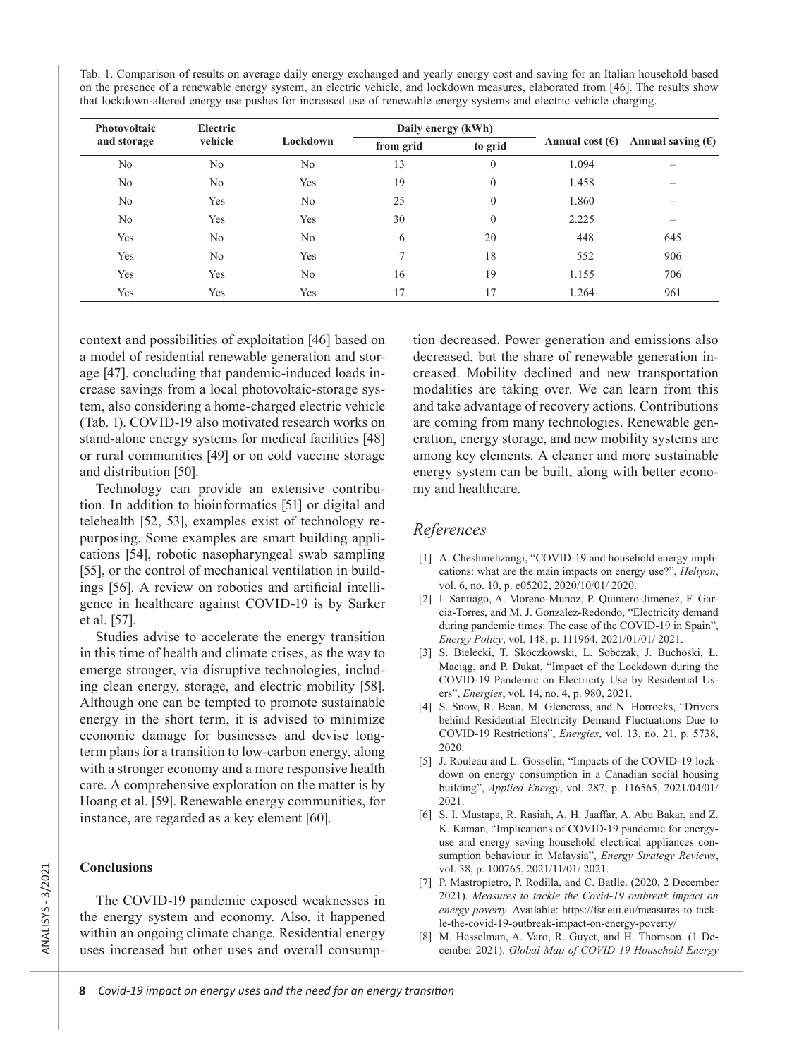Tab. 1. Comparison of results on average daily energy exchanged and yearly energy cost and saving for an Italian household based on the presence of a renewable energy system, an electric vehicle, and lockdown measures, elaborated from [46]. The results show that lockdown-altered energy use pushes for increased use of renewable energy systems and electric vehicle charging.

| Photovoltaic and storage | Electric vehicle | Lockdown | Daily energy (kWh) | | Annual cost (€) | Annual saving (€) |
|---|---|---|---|---|---|---|
| | | | from grid | to grid | | |
| No | No | No | 13 | 0 | 1.094 | – |
| No | No | Yes | 19 | 0 | 1.458 | – |
| No | Yes | No | 25 | 0 | 1.860 | – |
| No | Yes | Yes | 30 | 0 | 2.225 | – |
| Yes | No | No | 6 | 20 | 448 | 645 |
| Yes | No | Yes | 7 | 18 | 552 | 906 |
| Yes | Yes | No | 16 | 19 | 1.155 | 706 |
| Yes | Yes | Yes | 17 | 17 | 1.264 | 961 |

context and possibilities of exploitation [46] based on a model of residential renewable generation and storage [47], concluding that pandemic-induced loads increase savings from a local photovoltaic-storage system, also considering a home-charged electric vehicle (Tab. 1). COVID-19 also motivated research works on stand-alone energy systems for medical facilities [48] or rural communities [49] or on cold vaccine storage and distribution [50].

Technology can provide an extensive contribution. In addition to bioinformatics [51] or digital and telehealth [52, 53], examples exist of technology repurposing. Some examples are smart building applications [54], robotic nasopharyngeal swab sampling [55], or the control of mechanical ventilation in buildings [56]. A review on robotics and artificial intelligence in healthcare against COVID-19 is by Sarker et al. [57].

Studies advise to accelerate the energy transition in this time of health and climate crises, as the way to emerge stronger, via disruptive technologies, including clean energy, storage, and electric mobility [58]. Although one can be tempted to promote sustainable energy in the short term, it is advised to minimize economic damage for businesses and devise long-term plans for a transition to low-carbon energy, along with a stronger economy and a more responsive health care. A comprehensive exploration on the matter is by Hoang et al. [59]. Renewable energy communities, for instance, are regarded as a key element [60].

## Conclusions

The COVID-19 pandemic exposed weaknesses in the energy system and economy. Also, it happened within an ongoing climate change. Residential energy uses increased but other uses and overall consumption decreased. Power generation and emissions also decreased, but the share of renewable generation increased. Mobility declined and new transportation modalities are taking over. We can learn from this and take advantage of recovery actions. Contributions are coming from many technologies. Renewable generation, energy storage, and new mobility systems are among key elements. A cleaner and more sustainable energy system can be built, along with better economy and healthcare.

## *References*

[1] A. Cheshmehzangi, "COVID-19 and household energy implications: what are the main impacts on energy use?", *Heliyon*, vol. 6, no. 10, p. e05202, 2020/10/01/ 2020.

[2] I. Santiago, A. Moreno-Munoz, P. Quintero-Jiménez, F. Garcia-Torres, and M. J. Gonzalez-Redondo, "Electricity demand during pandemic times: The case of the COVID-19 in Spain", *Energy Policy*, vol. 148, p. 111964, 2021/01/01/ 2021.

[3] S. Bielecki, T. Skoczkowski, L. Sobczak, J. Buchoski, Ł. Maciąg, and P. Dukat, "Impact of the Lockdown during the COVID-19 Pandemic on Electricity Use by Residential Users", *Energies*, vol. 14, no. 4, p. 980, 2021.

[4] S. Snow, R. Bean, M. Glencross, and N. Horrocks, "Drivers behind Residential Electricity Demand Fluctuations Due to COVID-19 Restrictions", *Energies*, vol. 13, no. 21, p. 5738, 2020.

[5] J. Rouleau and L. Gosselin, "Impacts of the COVID-19 lockdown on energy consumption in a Canadian social housing building", *Applied Energy*, vol. 287, p. 116565, 2021/04/01/ 2021.

[6] S. I. Mustapa, R. Rasiah, A. H. Jaaffar, A. Abu Bakar, and Z. K. Kaman, "Implications of COVID-19 pandemic for energy-use and energy saving household electrical appliances consumption behaviour in Malaysia", *Energy Strategy Reviews*, vol. 38, p. 100765, 2021/11/01/ 2021.

[7] P. Mastropietro, P. Rodilla, and C. Batlle. (2020, 2 December 2021). *Measures to tackle the Covid-19 outbreak impact on energy poverty*. Available: https://fsr.eui.eu/measures-to-tackle-the-covid-19-outbreak-impact-on-energy-poverty/

[8] M. Hesselman, A. Varo, R. Guyet, and H. Thomson. (1 December 2021). *Global Map of COVID-19 Household Energy*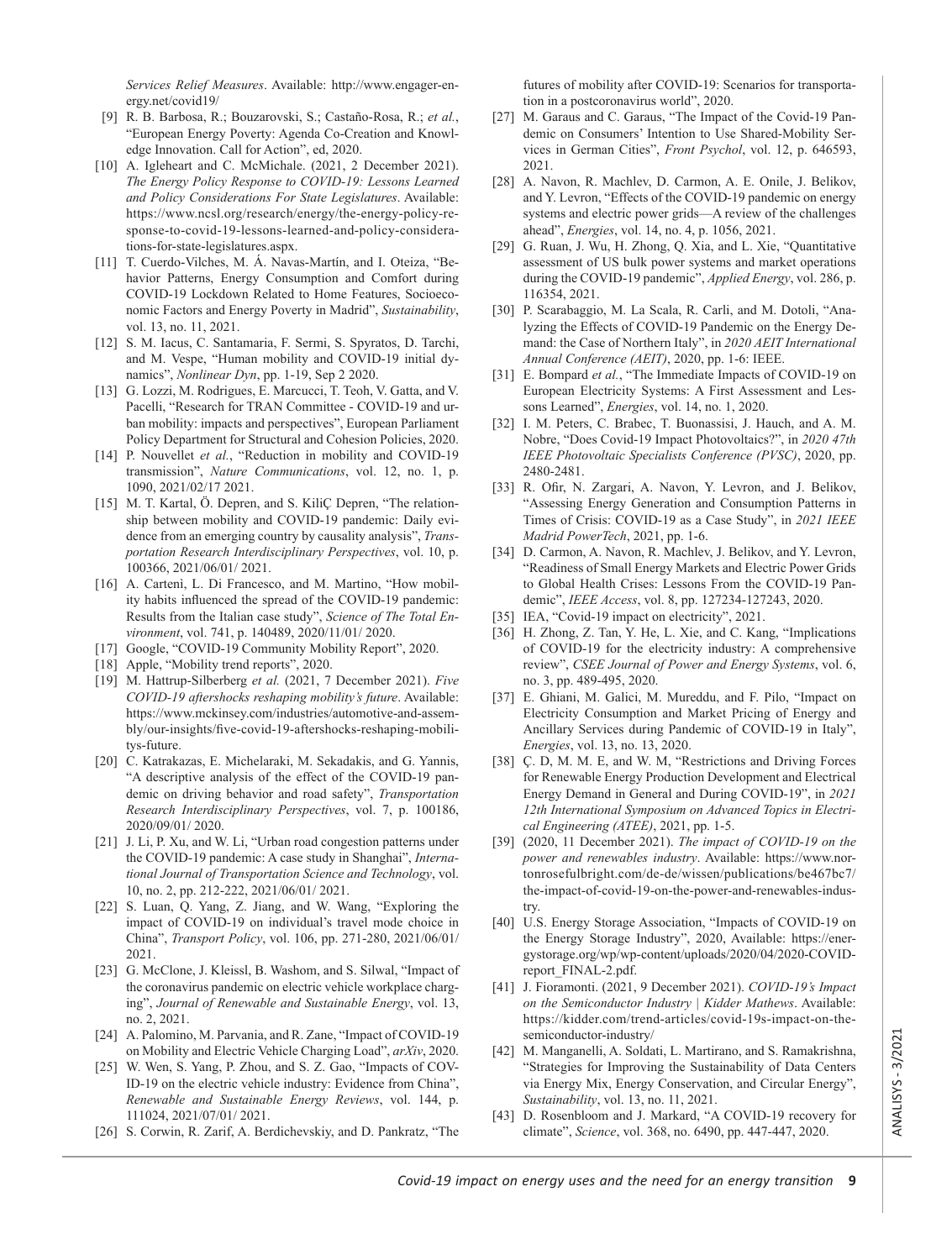*Services Relief Measures*. Available: http://www.engager-energy.net/covid19/

[9] R. B. Barbosa, R.; Bouzarovski, S.; Castaño-Rosa, R.; *et al.*, "European Energy Poverty: Agenda Co-Creation and Knowledge Innovation. Call for Action", ed, 2020.

[10] A. Igleheart and C. McMichale. (2021, 2 December 2021). *The Energy Policy Response to COVID-19: Lessons Learned and Policy Considerations For State Legislatures*. Available: https://www.ncsl.org/research/energy/the-energy-policy-response-to-covid-19-lessons-learned-and-policy-considerations-for-state-legislatures.aspx.

[11] T. Cuerdo-Vilches, M. Á. Navas-Martín, and I. Oteiza, "Behavior Patterns, Energy Consumption and Comfort during COVID-19 Lockdown Related to Home Features, Socioeconomic Factors and Energy Poverty in Madrid", *Sustainability*, vol. 13, no. 11, 2021.

[12] S. M. Iacus, C. Santamaria, F. Sermi, S. Spyratos, D. Tarchi, and M. Vespe, "Human mobility and COVID-19 initial dynamics", *Nonlinear Dyn*, pp. 1-19, Sep 2 2020.

[13] G. Lozzi, M. Rodrigues, E. Marcucci, T. Teoh, V. Gatta, and V. Pacelli, "Research for TRAN Committee - COVID-19 and urban mobility: impacts and perspectives", European Parliament Policy Department for Structural and Cohesion Policies, 2020.

[14] P. Nouvellet *et al.*, "Reduction in mobility and COVID-19 transmission", *Nature Communications*, vol. 12, no. 1, p. 1090, 2021/02/17 2021.

[15] M. T. Kartal, Ö. Depren, and S. KiliÇ Depren, "The relationship between mobility and COVID-19 pandemic: Daily evidence from an emerging country by causality analysis", *Transportation Research Interdisciplinary Perspectives*, vol. 10, p. 100366, 2021/06/01/ 2021.

[16] A. Cartenì, L. Di Francesco, and M. Martino, "How mobility habits influenced the spread of the COVID-19 pandemic: Results from the Italian case study", *Science of The Total Environment*, vol. 741, p. 140489, 2020/11/01/ 2020.

[17] Google, "COVID-19 Community Mobility Report", 2020.

[18] Apple, "Mobility trend reports", 2020.

[19] M. Hattrup-Silberberg *et al.* (2021, 7 December 2021). *Five COVID-19 aftershocks reshaping mobility's future*. Available: https://www.mckinsey.com/industries/automotive-and-assembly/our-insights/five-covid-19-aftershocks-reshaping-mobilitys-future.

[20] C. Katrakazas, E. Michelaraki, M. Sekadakis, and G. Yannis, "A descriptive analysis of the effect of the COVID-19 pandemic on driving behavior and road safety", *Transportation Research Interdisciplinary Perspectives*, vol. 7, p. 100186, 2020/09/01/ 2020.

[21] J. Li, P. Xu, and W. Li, "Urban road congestion patterns under the COVID-19 pandemic: A case study in Shanghai", *International Journal of Transportation Science and Technology*, vol. 10, no. 2, pp. 212-222, 2021/06/01/ 2021.

[22] S. Luan, Q. Yang, Z. Jiang, and W. Wang, "Exploring the impact of COVID-19 on individual's travel mode choice in China", *Transport Policy*, vol. 106, pp. 271-280, 2021/06/01/ 2021.

[23] G. McClone, J. Kleissl, B. Washom, and S. Silwal, "Impact of the coronavirus pandemic on electric vehicle workplace charging", *Journal of Renewable and Sustainable Energy*, vol. 13, no. 2, 2021.

[24] A. Palomino, M. Parvania, and R. Zane, "Impact of COVID-19 on Mobility and Electric Vehicle Charging Load", *arXiv*, 2020.

[25] W. Wen, S. Yang, P. Zhou, and S. Z. Gao, "Impacts of COVID-19 on the electric vehicle industry: Evidence from China", *Renewable and Sustainable Energy Reviews*, vol. 144, p. 111024, 2021/07/01/ 2021.

[26] S. Corwin, R. Zarif, A. Berdichevskiy, and D. Pankratz, "The futures of mobility after COVID-19: Scenarios for transportation in a postcoronavirus world", 2020.

[27] M. Garaus and C. Garaus, "The Impact of the Covid-19 Pandemic on Consumers' Intention to Use Shared-Mobility Services in German Cities", *Front Psychol*, vol. 12, p. 646593, 2021.

[28] A. Navon, R. Machlev, D. Carmon, A. E. Onile, J. Belikov, and Y. Levron, "Effects of the COVID-19 pandemic on energy systems and electric power grids—A review of the challenges ahead", *Energies*, vol. 14, no. 4, p. 1056, 2021.

[29] G. Ruan, J. Wu, H. Zhong, Q. Xia, and L. Xie, "Quantitative assessment of US bulk power systems and market operations during the COVID-19 pandemic", *Applied Energy*, vol. 286, p. 116354, 2021.

[30] P. Scarabaggio, M. La Scala, R. Carli, and M. Dotoli, "Analyzing the Effects of COVID-19 Pandemic on the Energy Demand: the Case of Northern Italy", in *2020 AEIT International Annual Conference (AEIT)*, 2020, pp. 1-6: IEEE.

[31] E. Bompard *et al.*, "The Immediate Impacts of COVID-19 on European Electricity Systems: A First Assessment and Lessons Learned", *Energies*, vol. 14, no. 1, 2020.

[32] I. M. Peters, C. Brabec, T. Buonassisi, J. Hauch, and A. M. Nobre, "Does Covid-19 Impact Photovoltaics?", in *2020 47th IEEE Photovoltaic Specialists Conference (PVSC)*, 2020, pp. 2480-2481.

[33] R. Ofir, N. Zargari, A. Navon, Y. Levron, and J. Belikov, "Assessing Energy Generation and Consumption Patterns in Times of Crisis: COVID-19 as a Case Study", in *2021 IEEE Madrid PowerTech*, 2021, pp. 1-6.

[34] D. Carmon, A. Navon, R. Machlev, J. Belikov, and Y. Levron, "Readiness of Small Energy Markets and Electric Power Grids to Global Health Crises: Lessons From the COVID-19 Pandemic", *IEEE Access*, vol. 8, pp. 127234-127243, 2020.

[35] IEA, "Covid-19 impact on electricity", 2021.

[36] H. Zhong, Z. Tan, Y. He, L. Xie, and C. Kang, "Implications of COVID-19 for the electricity industry: A comprehensive review", *CSEE Journal of Power and Energy Systems*, vol. 6, no. 3, pp. 489-495, 2020.

[37] E. Ghiani, M. Galici, M. Mureddu, and F. Pilo, "Impact on Electricity Consumption and Market Pricing of Energy and Ancillary Services during Pandemic of COVID-19 in Italy", *Energies*, vol. 13, no. 13, 2020.

[38] Ç. D, M. M. E, and W. M, "Restrictions and Driving Forces for Renewable Energy Production Development and Electrical Energy Demand in General and During COVID-19", in *2021 12th International Symposium on Advanced Topics in Electrical Engineering (ATEE)*, 2021, pp. 1-5.

[39] (2020, 11 December 2021). *The impact of COVID-19 on the power and renewables industry*. Available: https://www.nortonrosefulbright.com/de-de/wissen/publications/be467bc7/the-impact-of-covid-19-on-the-power-and-renewables-industry.

[40] U.S. Energy Storage Association, "Impacts of COVID-19 on the Energy Storage Industry", 2020, Available: https://energystorage.org/wp/wp-content/uploads/2020/04/2020-COVID-report_FINAL-2.pdf.

[41] J. Fioramonti. (2021, 9 December 2021). *COVID-19's Impact on the Semiconductor Industry | Kidder Mathews*. Available: https://kidder.com/trend-articles/covid-19s-impact-on-the-semiconductor-industry/

[42] M. Manganelli, A. Soldati, L. Martirano, and S. Ramakrishna, "Strategies for Improving the Sustainability of Data Centers via Energy Mix, Energy Conservation, and Circular Energy", *Sustainability*, vol. 13, no. 11, 2021.

[43] D. Rosenbloom and J. Markard, "A COVID-19 recovery for climate", *Science*, vol. 368, no. 6490, pp. 447-447, 2020.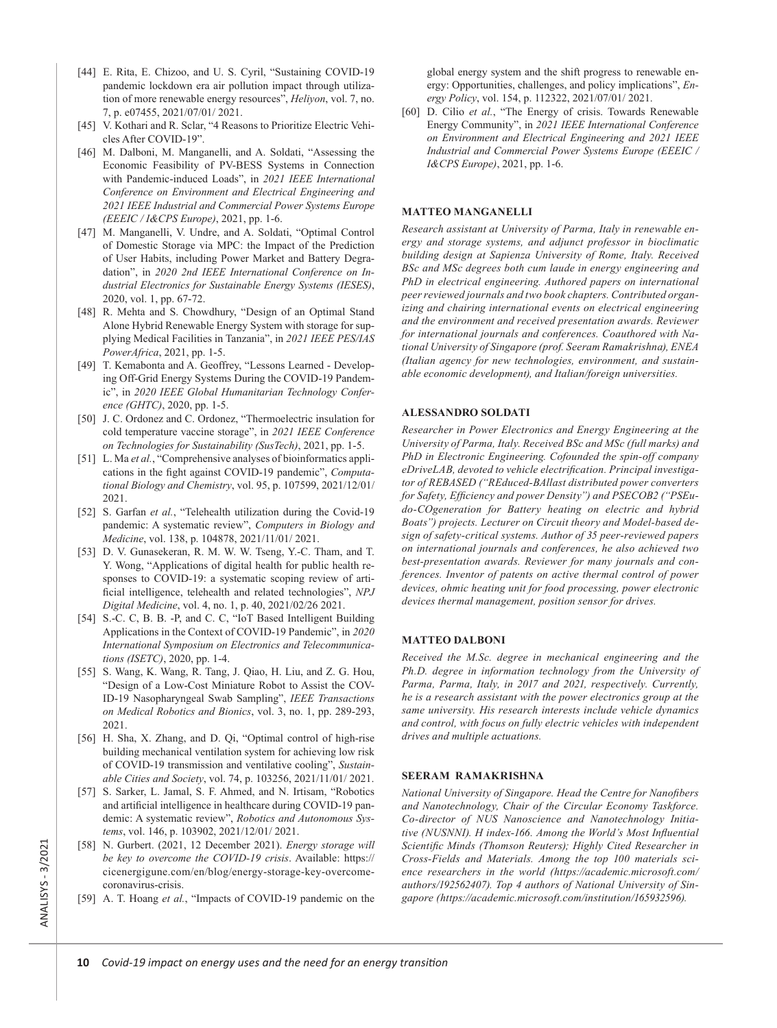[44] E. Rita, E. Chizoo, and U. S. Cyril, "Sustaining COVID-19 pandemic lockdown era air pollution impact through utilization of more renewable energy resources", *Heliyon*, vol. 7, no. 7, p. e07455, 2021/07/01/ 2021.

[45] V. Kothari and R. Sclar, "4 Reasons to Prioritize Electric Vehicles After COVID-19".

[46] M. Dalboni, M. Manganelli, and A. Soldati, "Assessing the Economic Feasibility of PV-BESS Systems in Connection with Pandemic-induced Loads", in *2021 IEEE International Conference on Environment and Electrical Engineering and 2021 IEEE Industrial and Commercial Power Systems Europe (EEEIC / I&CPS Europe)*, 2021, pp. 1-6.

[47] M. Manganelli, V. Undre, and A. Soldati, "Optimal Control of Domestic Storage via MPC: the Impact of the Prediction of User Habits, including Power Market and Battery Degradation", in *2020 2nd IEEE International Conference on Industrial Electronics for Sustainable Energy Systems (IESES)*, 2020, vol. 1, pp. 67-72.

[48] R. Mehta and S. Chowdhury, "Design of an Optimal Stand Alone Hybrid Renewable Energy System with storage for supplying Medical Facilities in Tanzania", in *2021 IEEE PES/IAS PowerAfrica*, 2021, pp. 1-5.

[49] T. Kemabonta and A. Geoffrey, "Lessons Learned - Developing Off-Grid Energy Systems During the COVID-19 Pandemic", in *2020 IEEE Global Humanitarian Technology Conference (GHTC)*, 2020, pp. 1-5.

[50] J. C. Ordonez and C. Ordonez, "Thermoelectric insulation for cold temperature vaccine storage", in *2021 IEEE Conference on Technologies for Sustainability (SusTech)*, 2021, pp. 1-5.

[51] L. Ma *et al.*, "Comprehensive analyses of bioinformatics applications in the fight against COVID-19 pandemic", *Computational Biology and Chemistry*, vol. 95, p. 107599, 2021/12/01/ 2021.

[52] S. Garfan *et al.*, "Telehealth utilization during the Covid-19 pandemic: A systematic review", *Computers in Biology and Medicine*, vol. 138, p. 104878, 2021/11/01/ 2021.

[53] D. V. Gunasekeran, R. M. W. W. Tseng, Y.-C. Tham, and T. Y. Wong, "Applications of digital health for public health responses to COVID-19: a systematic scoping review of artificial intelligence, telehealth and related technologies", *NPJ Digital Medicine*, vol. 4, no. 1, p. 40, 2021/02/26 2021.

[54] S.-C. C, B. B. -P, and C. C, "IoT Based Intelligent Building Applications in the Context of COVID-19 Pandemic", in *2020 International Symposium on Electronics and Telecommunications (ISETC)*, 2020, pp. 1-4.

[55] S. Wang, K. Wang, R. Tang, J. Qiao, H. Liu, and Z. G. Hou, "Design of a Low-Cost Miniature Robot to Assist the COVID-19 Nasopharyngeal Swab Sampling", *IEEE Transactions on Medical Robotics and Bionics*, vol. 3, no. 1, pp. 289-293, 2021.

[56] H. Sha, X. Zhang, and D. Qi, "Optimal control of high-rise building mechanical ventilation system for achieving low risk of COVID-19 transmission and ventilative cooling", *Sustainable Cities and Society*, vol. 74, p. 103256, 2021/11/01/ 2021.

[57] S. Sarker, L. Jamal, S. F. Ahmed, and N. Irtisam, "Robotics and artificial intelligence in healthcare during COVID-19 pandemic: A systematic review", *Robotics and Autonomous Systems*, vol. 146, p. 103902, 2021/12/01/ 2021.

[58] N. Gurbert. (2021, 12 December 2021). *Energy storage will be key to overcome the COVID-19 crisis*. Available: https://cicenergigune.com/en/blog/energy-storage-key-overcome-coronavirus-crisis.

[59] A. T. Hoang *et al.*, "Impacts of COVID-19 pandemic on the global energy system and the shift progress to renewable energy: Opportunities, challenges, and policy implications", *Energy Policy*, vol. 154, p. 112322, 2021/07/01/ 2021.

[60] D. Cilio *et al.*, "The Energy of crisis. Towards Renewable Energy Community", in *2021 IEEE International Conference on Environment and Electrical Engineering and 2021 IEEE Industrial and Commercial Power Systems Europe (EEEIC / I&CPS Europe)*, 2021, pp. 1-6.

### MATTEO MANGANELLI

*Research assistant at University of Parma, Italy in renewable energy and storage systems, and adjunct professor in bioclimatic building design at Sapienza University of Rome, Italy. Received BSc and MSc degrees both cum laude in energy engineering and PhD in electrical engineering. Authored papers on international peer reviewed journals and two book chapters. Contributed organizing and chairing international events on electrical engineering and the environment and received presentation awards. Reviewer for international journals and conferences. Coauthored with National University of Singapore (prof. Seeram Ramakrishna), ENEA (Italian agency for new technologies, environment, and sustainable economic development), and Italian/foreign universities.*

### ALESSANDRO SOLDATI

*Researcher in Power Electronics and Energy Engineering at the University of Parma, Italy. Received BSc and MSc (full marks) and PhD in Electronic Engineering. Cofounded the spin-off company eDriveLAB, devoted to vehicle electrification. Principal investigator of REBASED ("REduced-BAllast distributed power converters for Safety, Efficiency and power Density") and PSECOB2 ("PSEudo-COgeneration for Battery heating on electric and hybrid Boats") projects. Lecturer on Circuit theory and Model-based design of safety-critical systems. Author of 35 peer-reviewed papers on international journals and conferences, he also achieved two best-presentation awards. Reviewer for many journals and conferences. Inventor of patents on active thermal control of power devices, ohmic heating unit for food processing, power electronic devices thermal management, position sensor for drives.*

### MATTEO DALBONI

*Received the M.Sc. degree in mechanical engineering and the Ph.D. degree in information technology from the University of Parma, Parma, Italy, in 2017 and 2021, respectively. Currently, he is a research assistant with the power electronics group at the same university. His research interests include vehicle dynamics and control, with focus on fully electric vehicles with independent drives and multiple actuations.*

### SEERAM RAMAKRISHNA

*National University of Singapore. Head the Centre for Nanofibers and Nanotechnology, Chair of the Circular Economy Taskforce. Co-director of NUS Nanoscience and Nanotechnology Initiative (NUSNNI). H index-166. Among the World's Most Influential Scientific Minds (Thomson Reuters); Highly Cited Researcher in Cross-Fields and Materials. Among the top 100 materials science researchers in the world (https://academic.microsoft.com/authors/192562407). Top 4 authors of National University of Singapore (https://academic.microsoft.com/institution/165932596).*